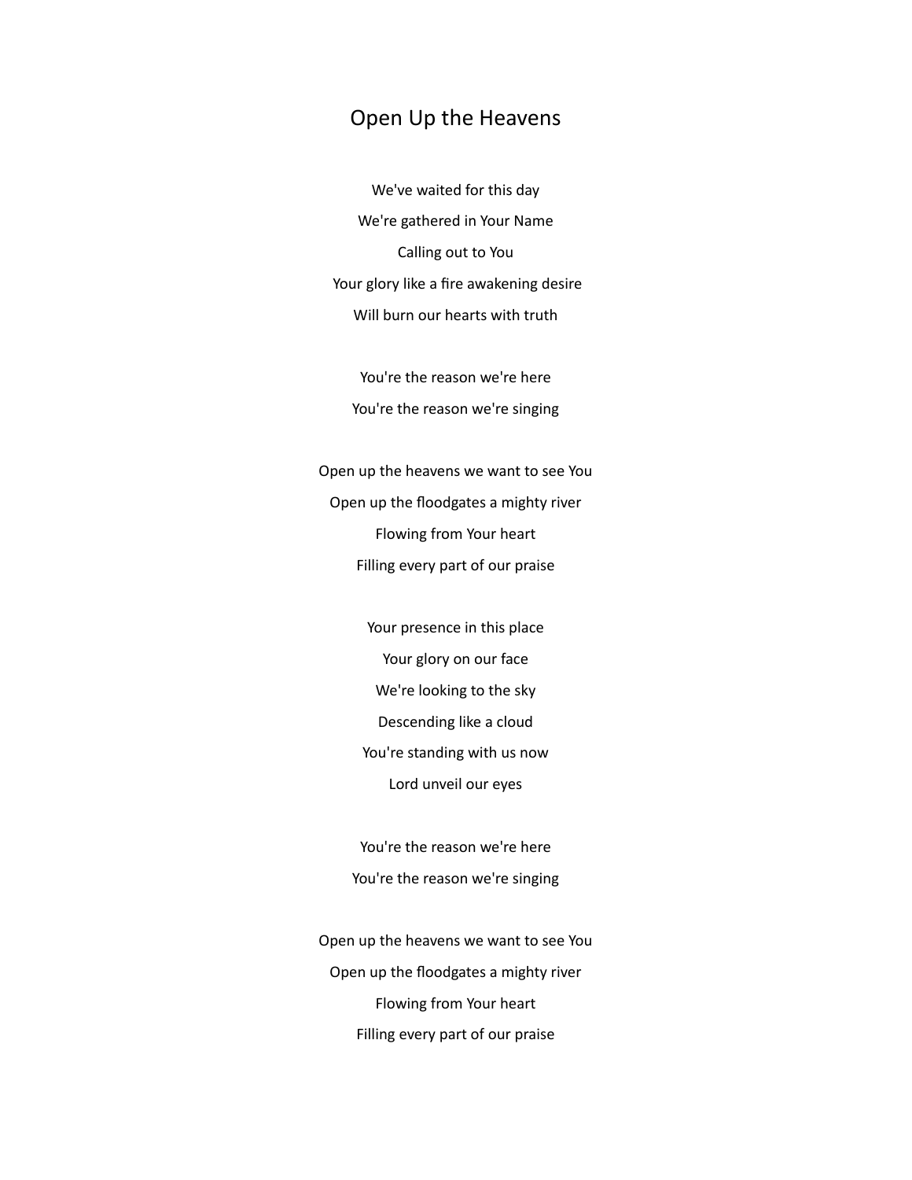# Open Up the Heavens

We've waited for this day

We're gathered in Your Name

Calling out to You

Your glory like a fire awakening desire

Will burn our hearts with truth

You're the reason we're here

You're the reason we're singing

Open up the heavens we want to see You

Open up the floodgates a mighty river

Flowing from Your heart

Filling every part of our praise

Your presence in this place

Your glory on our face

We're looking to the sky

Descending like a cloud

You're standing with us now

Lord unveil our eyes

You're the reason we're here

You're the reason we're singing

Open up the heavens we want to see You

Open up the floodgates a mighty river

Flowing from Your heart

Filling every part of our praise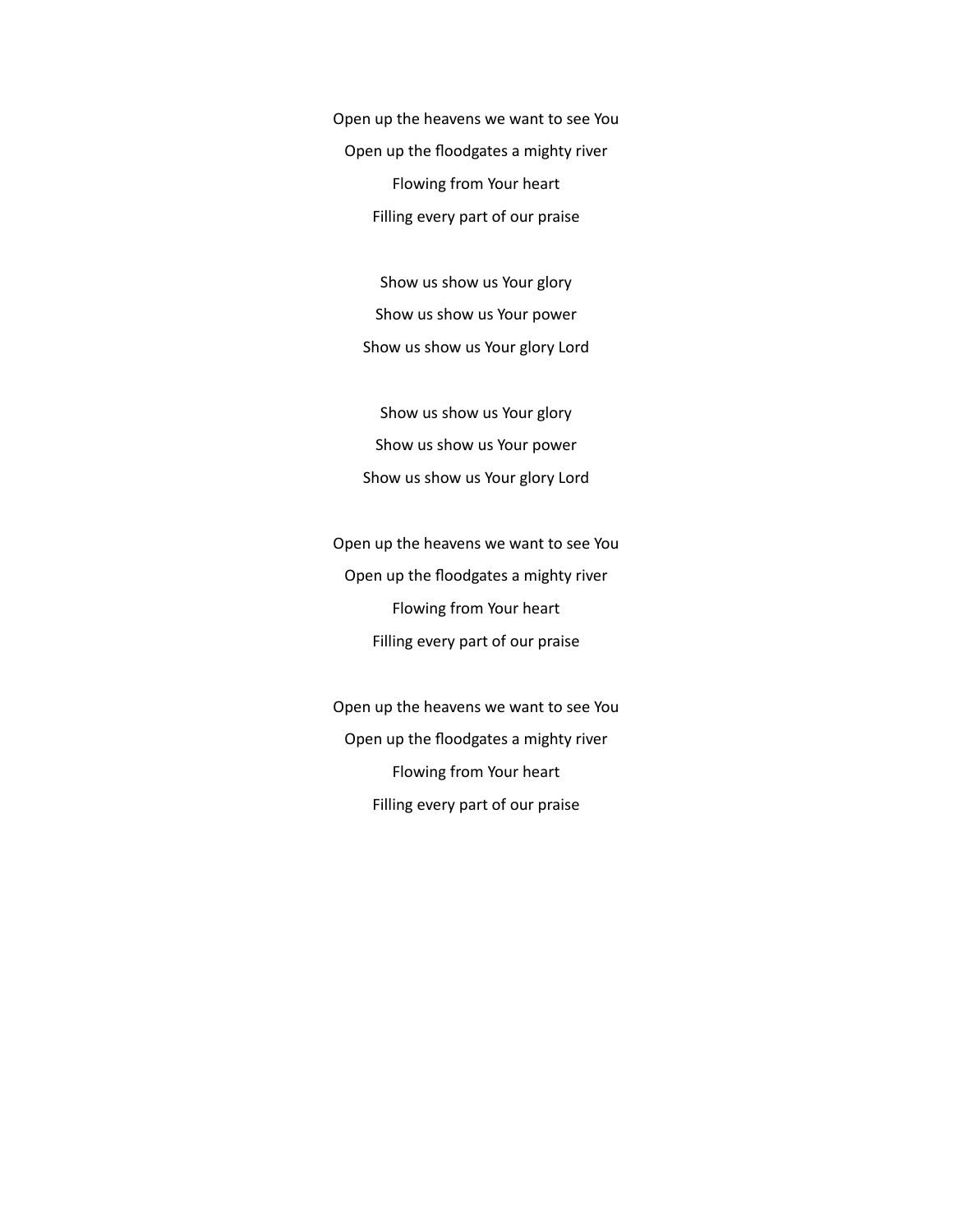Open up the heavens we want to see You
Open up the floodgates a mighty river
Flowing from Your heart
Filling every part of our praise

Show us show us Your glory
Show us show us Your power
Show us show us Your glory Lord

Show us show us Your glory
Show us show us Your power
Show us show us Your glory Lord

Open up the heavens we want to see You
Open up the floodgates a mighty river
Flowing from Your heart
Filling every part of our praise

Open up the heavens we want to see You
Open up the floodgates a mighty river
Flowing from Your heart
Filling every part of our praise